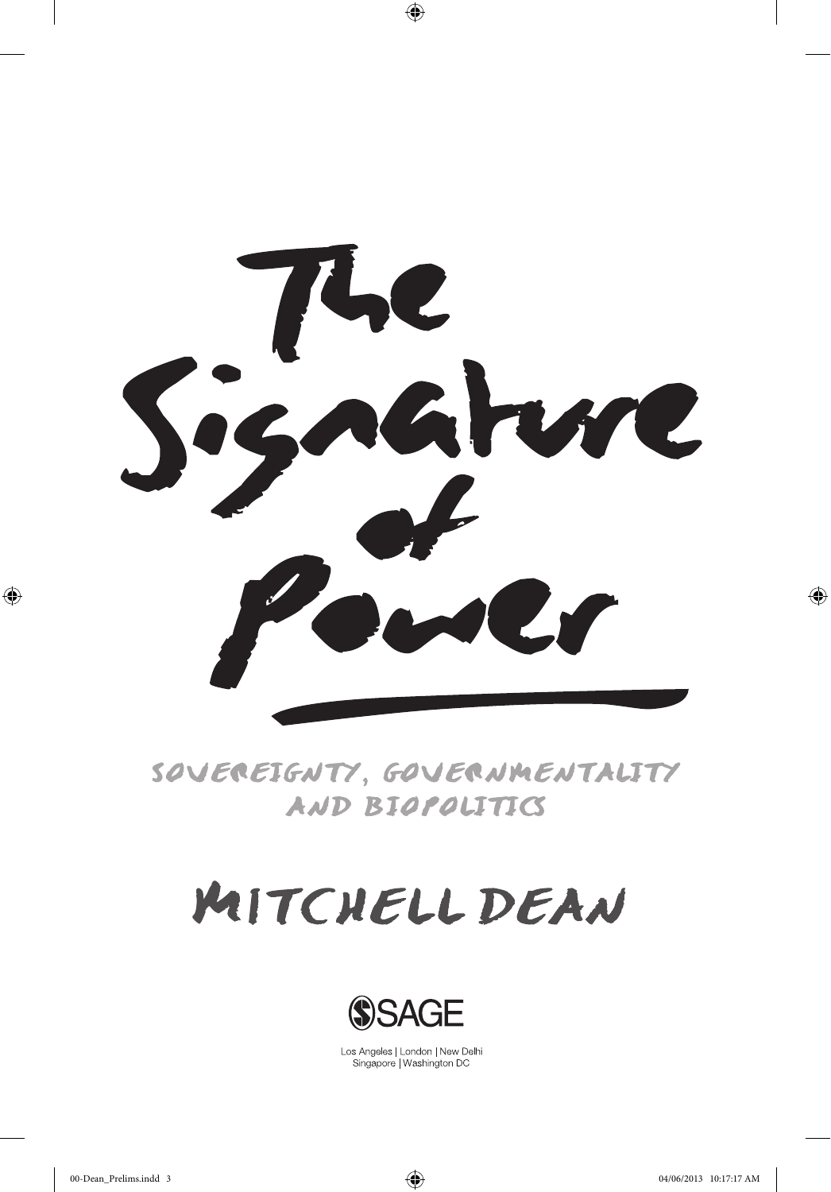# The Signature of Power

## Sovereignty, Governmentality and Biopolitics

**Mitchell Dean**

SAGE

Los Angeles | London | New Delhi
Singapore | Washington DC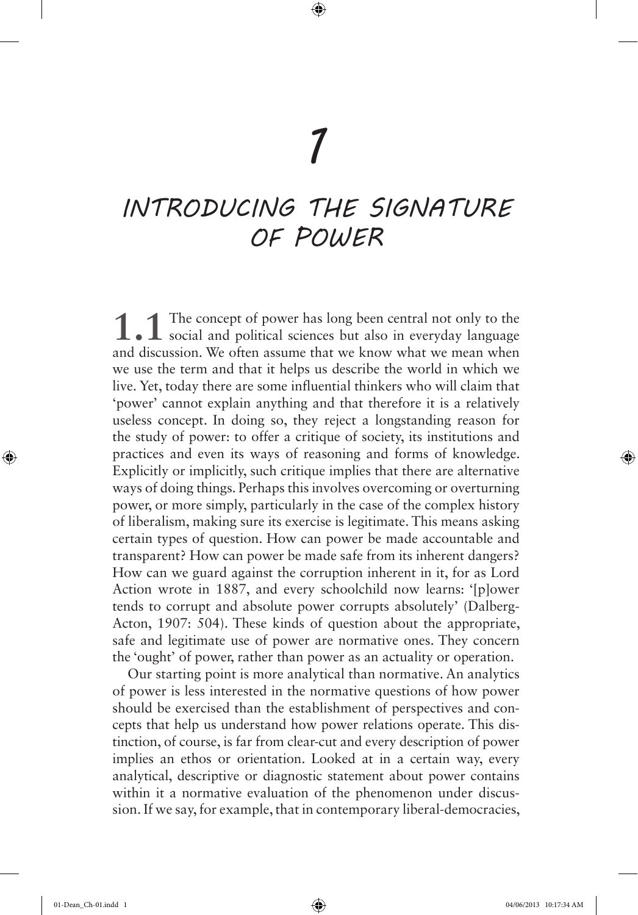# 1

# INTRODUCING THE SIGNATURE OF POWER

**1.1** The concept of power has long been central not only to the social and political sciences but also in everyday language and discussion. We often assume that we know what we mean when we use the term and that it helps us describe the world in which we live. Yet, today there are some influential thinkers who will claim that 'power' cannot explain anything and that therefore it is a relatively useless concept. In doing so, they reject a longstanding reason for the study of power: to offer a critique of society, its institutions and practices and even its ways of reasoning and forms of knowledge. Explicitly or implicitly, such critique implies that there are alternative ways of doing things. Perhaps this involves overcoming or overturning power, or more simply, particularly in the case of the complex history of liberalism, making sure its exercise is legitimate. This means asking certain types of question. How can power be made accountable and transparent? How can power be made safe from its inherent dangers? How can we guard against the corruption inherent in it, for as Lord Action wrote in 1887, and every schoolchild now learns: '[p]ower tends to corrupt and absolute power corrupts absolutely' (Dalberg-Acton, 1907: 504). These kinds of question about the appropriate, safe and legitimate use of power are normative ones. They concern the 'ought' of power, rather than power as an actuality or operation.

Our starting point is more analytical than normative. An analytics of power is less interested in the normative questions of how power should be exercised than the establishment of perspectives and concepts that help us understand how power relations operate. This distinction, of course, is far from clear-cut and every description of power implies an ethos or orientation. Looked at in a certain way, every analytical, descriptive or diagnostic statement about power contains within it a normative evaluation of the phenomenon under discussion. If we say, for example, that in contemporary liberal-democracies,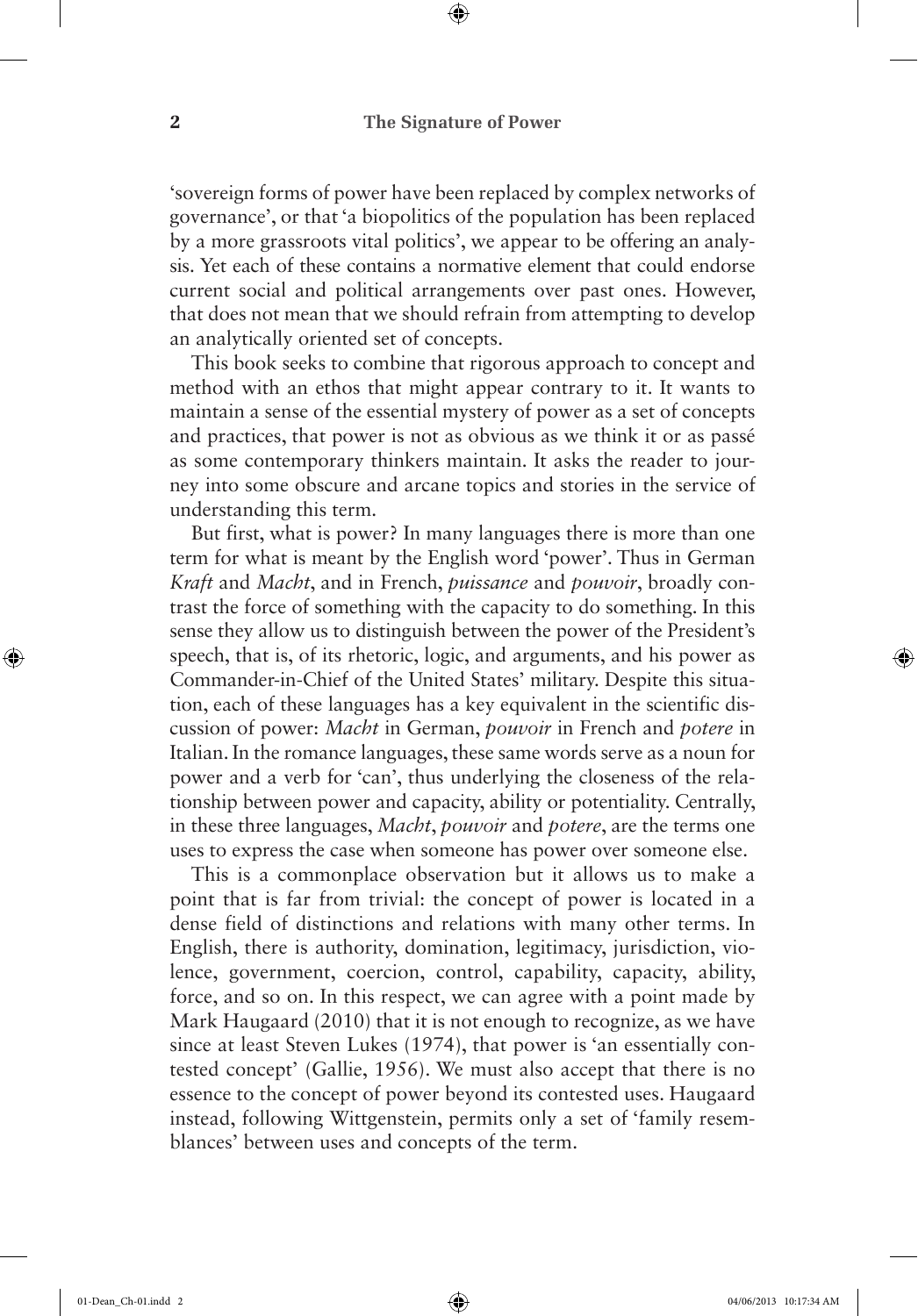'sovereign forms of power have been replaced by complex networks of governance', or that 'a biopolitics of the population has been replaced by a more grassroots vital politics', we appear to be offering an analysis. Yet each of these contains a normative element that could endorse current social and political arrangements over past ones. However, that does not mean that we should refrain from attempting to develop an analytically oriented set of concepts.

This book seeks to combine that rigorous approach to concept and method with an ethos that might appear contrary to it. It wants to maintain a sense of the essential mystery of power as a set of concepts and practices, that power is not as obvious as we think it or as passé as some contemporary thinkers maintain. It asks the reader to journey into some obscure and arcane topics and stories in the service of understanding this term.

But first, what is power? In many languages there is more than one term for what is meant by the English word 'power'. Thus in German *Kraft* and *Macht*, and in French, *puissance* and *pouvoir*, broadly contrast the force of something with the capacity to do something. In this sense they allow us to distinguish between the power of the President's speech, that is, of its rhetoric, logic, and arguments, and his power as Commander-in-Chief of the United States' military. Despite this situation, each of these languages has a key equivalent in the scientific discussion of power: *Macht* in German, *pouvoir* in French and *potere* in Italian. In the romance languages, these same words serve as a noun for power and a verb for 'can', thus underlying the closeness of the relationship between power and capacity, ability or potentiality. Centrally, in these three languages, *Macht*, *pouvoir* and *potere*, are the terms one uses to express the case when someone has power over someone else.

This is a commonplace observation but it allows us to make a point that is far from trivial: the concept of power is located in a dense field of distinctions and relations with many other terms. In English, there is authority, domination, legitimacy, jurisdiction, violence, government, coercion, control, capability, capacity, ability, force, and so on. In this respect, we can agree with a point made by Mark Haugaard (2010) that it is not enough to recognize, as we have since at least Steven Lukes (1974), that power is 'an essentially contested concept' (Gallie, 1956). We must also accept that there is no essence to the concept of power beyond its contested uses. Haugaard instead, following Wittgenstein, permits only a set of 'family resemblances' between uses and concepts of the term.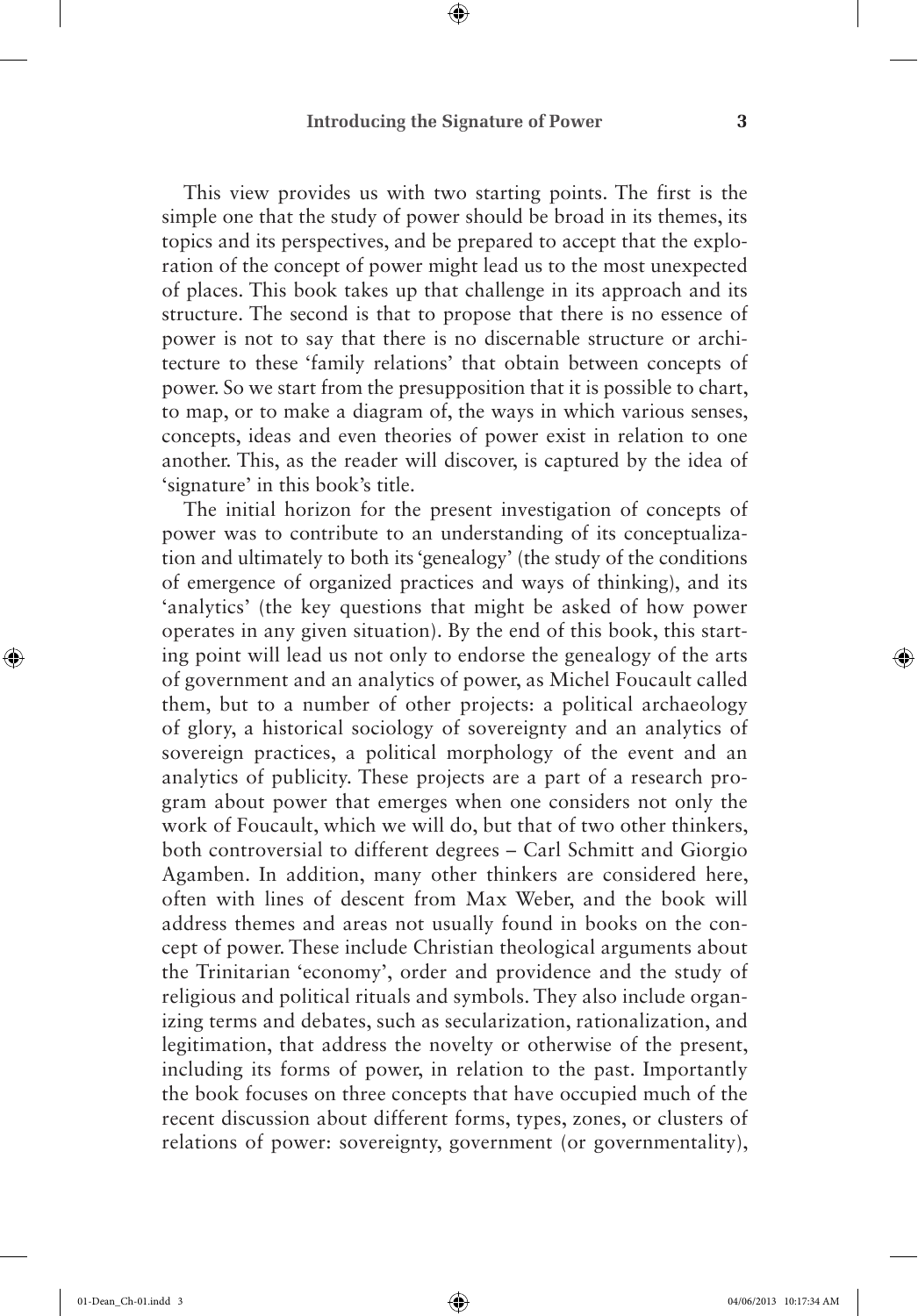This view provides us with two starting points. The first is the simple one that the study of power should be broad in its themes, its topics and its perspectives, and be prepared to accept that the exploration of the concept of power might lead us to the most unexpected of places. This book takes up that challenge in its approach and its structure. The second is that to propose that there is no essence of power is not to say that there is no discernable structure or architecture to these 'family relations' that obtain between concepts of power. So we start from the presupposition that it is possible to chart, to map, or to make a diagram of, the ways in which various senses, concepts, ideas and even theories of power exist in relation to one another. This, as the reader will discover, is captured by the idea of 'signature' in this book's title.

The initial horizon for the present investigation of concepts of power was to contribute to an understanding of its conceptualization and ultimately to both its 'genealogy' (the study of the conditions of emergence of organized practices and ways of thinking), and its 'analytics' (the key questions that might be asked of how power operates in any given situation). By the end of this book, this starting point will lead us not only to endorse the genealogy of the arts of government and an analytics of power, as Michel Foucault called them, but to a number of other projects: a political archaeology of glory, a historical sociology of sovereignty and an analytics of sovereign practices, a political morphology of the event and an analytics of publicity. These projects are a part of a research program about power that emerges when one considers not only the work of Foucault, which we will do, but that of two other thinkers, both controversial to different degrees – Carl Schmitt and Giorgio Agamben. In addition, many other thinkers are considered here, often with lines of descent from Max Weber, and the book will address themes and areas not usually found in books on the concept of power. These include Christian theological arguments about the Trinitarian 'economy', order and providence and the study of religious and political rituals and symbols. They also include organizing terms and debates, such as secularization, rationalization, and legitimation, that address the novelty or otherwise of the present, including its forms of power, in relation to the past. Importantly the book focuses on three concepts that have occupied much of the recent discussion about different forms, types, zones, or clusters of relations of power: sovereignty, government (or governmentality),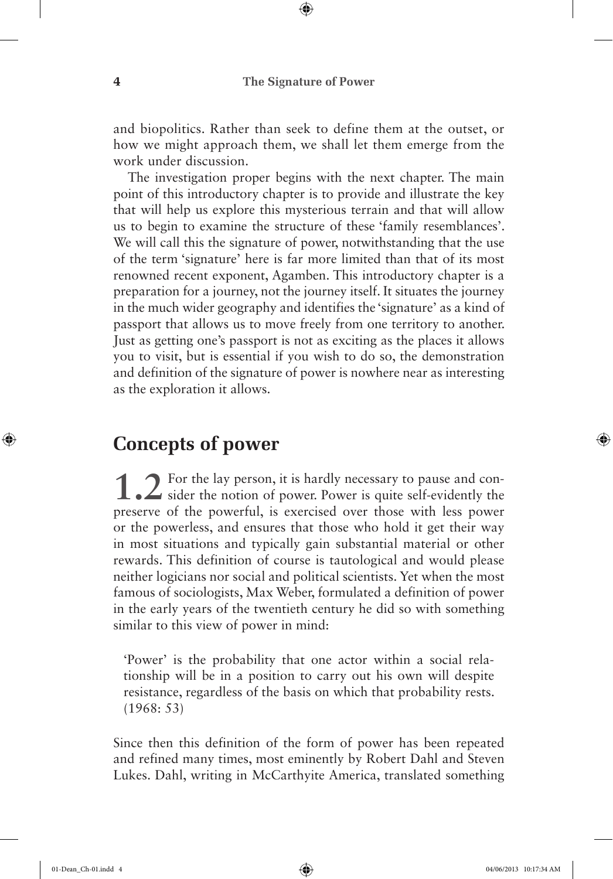and biopolitics. Rather than seek to define them at the outset, or how we might approach them, we shall let them emerge from the work under discussion.

The investigation proper begins with the next chapter. The main point of this introductory chapter is to provide and illustrate the key that will help us explore this mysterious terrain and that will allow us to begin to examine the structure of these 'family resemblances'. We will call this the signature of power, notwithstanding that the use of the term 'signature' here is far more limited than that of its most renowned recent exponent, Agamben. This introductory chapter is a preparation for a journey, not the journey itself. It situates the journey in the much wider geography and identifies the 'signature' as a kind of passport that allows us to move freely from one territory to another. Just as getting one's passport is not as exciting as the places it allows you to visit, but is essential if you wish to do so, the demonstration and definition of the signature of power is nowhere near as interesting as the exploration it allows.

## Concepts of power

**1.2** For the lay person, it is hardly necessary to pause and consider the notion of power. Power is quite self-evidently the preserve of the powerful, is exercised over those with less power or the powerless, and ensures that those who hold it get their way in most situations and typically gain substantial material or other rewards. This definition of course is tautological and would please neither logicians nor social and political scientists. Yet when the most famous of sociologists, Max Weber, formulated a definition of power in the early years of the twentieth century he did so with something similar to this view of power in mind:

> 'Power' is the probability that one actor within a social relationship will be in a position to carry out his own will despite resistance, regardless of the basis on which that probability rests. (1968: 53)

Since then this definition of the form of power has been repeated and refined many times, most eminently by Robert Dahl and Steven Lukes. Dahl, writing in McCarthyite America, translated something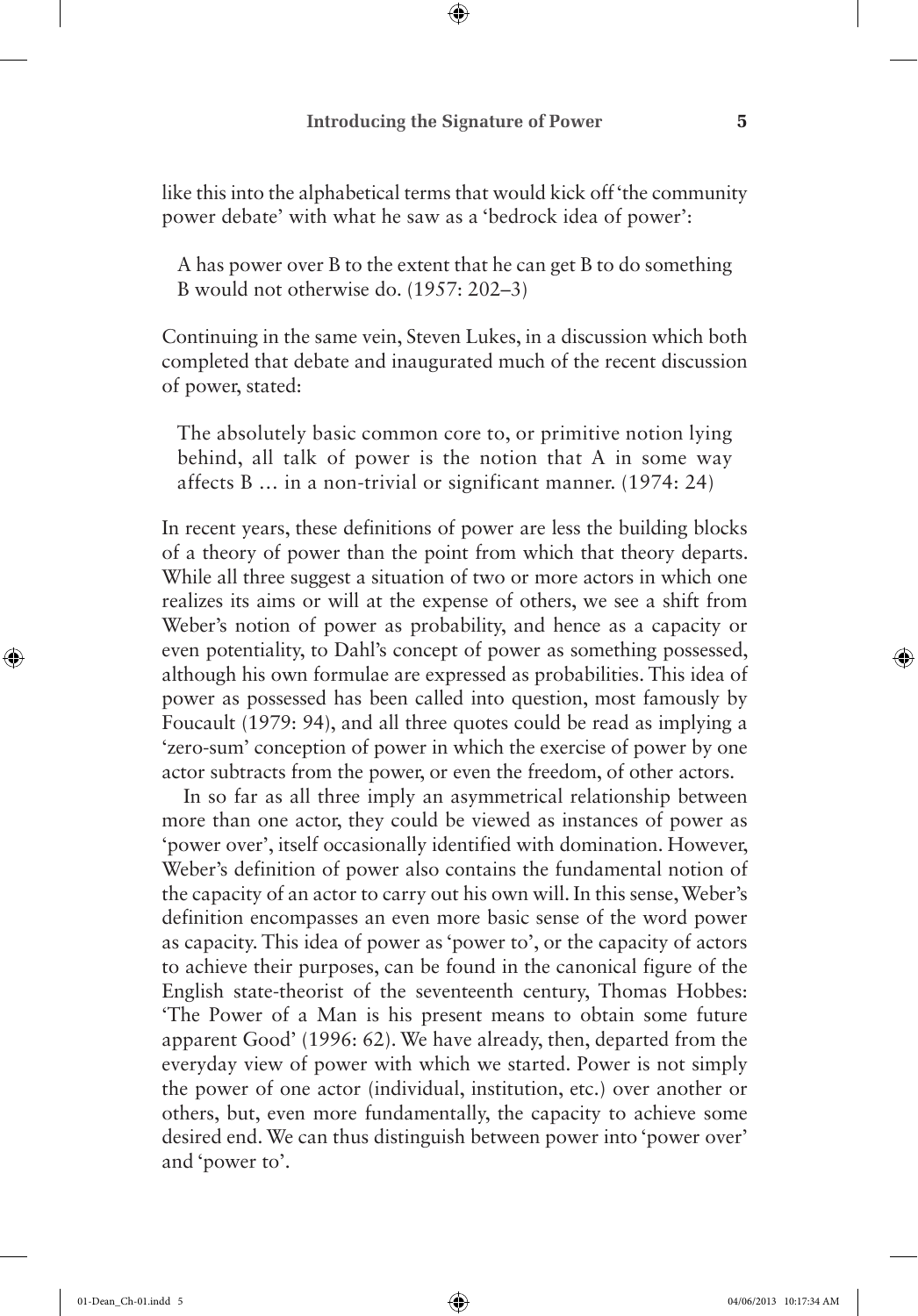like this into the alphabetical terms that would kick off 'the community power debate' with what he saw as a 'bedrock idea of power':

> A has power over B to the extent that he can get B to do something B would not otherwise do. (1957: 202–3)

Continuing in the same vein, Steven Lukes, in a discussion which both completed that debate and inaugurated much of the recent discussion of power, stated:

> The absolutely basic common core to, or primitive notion lying behind, all talk of power is the notion that A in some way affects B … in a non-trivial or significant manner. (1974: 24)

In recent years, these definitions of power are less the building blocks of a theory of power than the point from which that theory departs. While all three suggest a situation of two or more actors in which one realizes its aims or will at the expense of others, we see a shift from Weber's notion of power as probability, and hence as a capacity or even potentiality, to Dahl's concept of power as something possessed, although his own formulae are expressed as probabilities. This idea of power as possessed has been called into question, most famously by Foucault (1979: 94), and all three quotes could be read as implying a 'zero-sum' conception of power in which the exercise of power by one actor subtracts from the power, or even the freedom, of other actors.

In so far as all three imply an asymmetrical relationship between more than one actor, they could be viewed as instances of power as 'power over', itself occasionally identified with domination. However, Weber's definition of power also contains the fundamental notion of the capacity of an actor to carry out his own will. In this sense, Weber's definition encompasses an even more basic sense of the word power as capacity. This idea of power as 'power to', or the capacity of actors to achieve their purposes, can be found in the canonical figure of the English state-theorist of the seventeenth century, Thomas Hobbes: 'The Power of a Man is his present means to obtain some future apparent Good' (1996: 62). We have already, then, departed from the everyday view of power with which we started. Power is not simply the power of one actor (individual, institution, etc.) over another or others, but, even more fundamentally, the capacity to achieve some desired end. We can thus distinguish between power into 'power over' and 'power to'.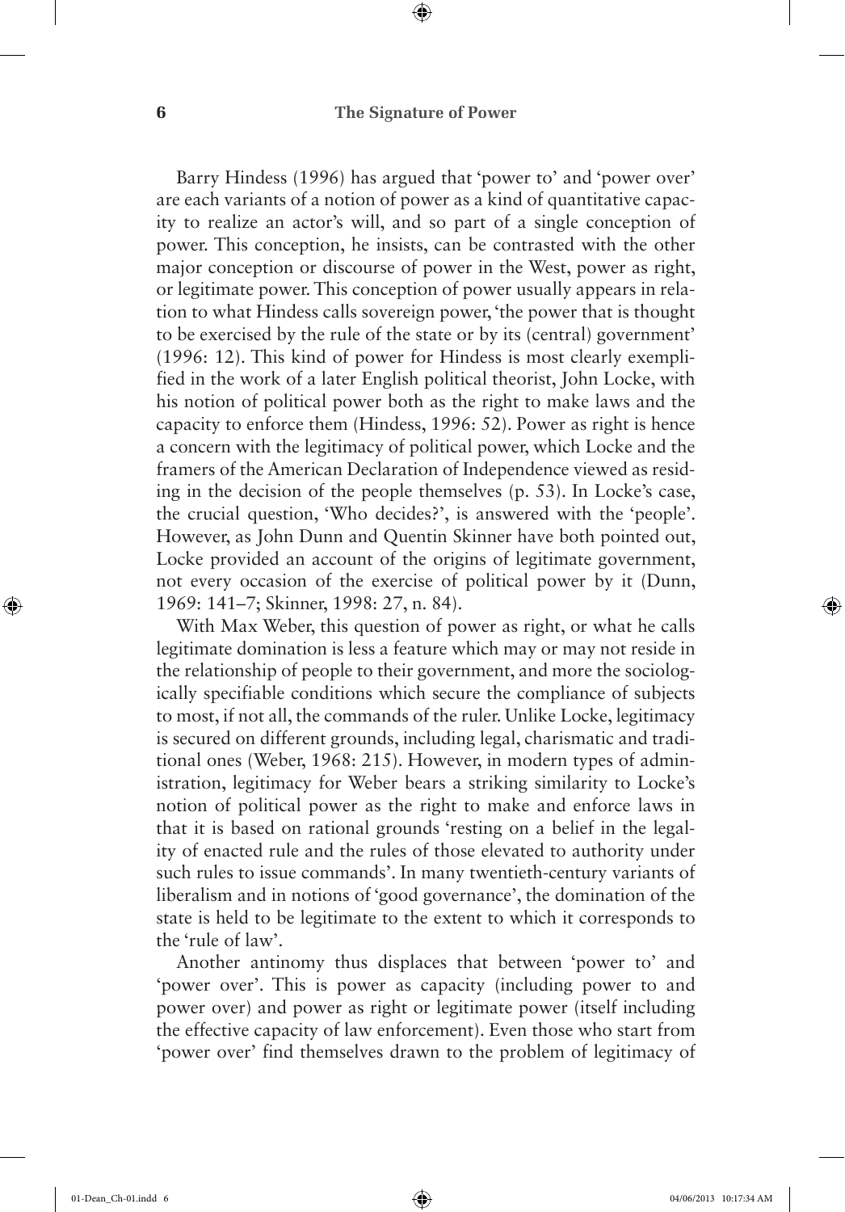Barry Hindess (1996) has argued that 'power to' and 'power over' are each variants of a notion of power as a kind of quantitative capacity to realize an actor's will, and so part of a single conception of power. This conception, he insists, can be contrasted with the other major conception or discourse of power in the West, power as right, or legitimate power. This conception of power usually appears in relation to what Hindess calls sovereign power, 'the power that is thought to be exercised by the rule of the state or by its (central) government' (1996: 12). This kind of power for Hindess is most clearly exemplified in the work of a later English political theorist, John Locke, with his notion of political power both as the right to make laws and the capacity to enforce them (Hindess, 1996: 52). Power as right is hence a concern with the legitimacy of political power, which Locke and the framers of the American Declaration of Independence viewed as residing in the decision of the people themselves (p. 53). In Locke's case, the crucial question, 'Who decides?', is answered with the 'people'. However, as John Dunn and Quentin Skinner have both pointed out, Locke provided an account of the origins of legitimate government, not every occasion of the exercise of political power by it (Dunn, 1969: 141–7; Skinner, 1998: 27, n. 84).

With Max Weber, this question of power as right, or what he calls legitimate domination is less a feature which may or may not reside in the relationship of people to their government, and more the sociologically specifiable conditions which secure the compliance of subjects to most, if not all, the commands of the ruler. Unlike Locke, legitimacy is secured on different grounds, including legal, charismatic and traditional ones (Weber, 1968: 215). However, in modern types of administration, legitimacy for Weber bears a striking similarity to Locke's notion of political power as the right to make and enforce laws in that it is based on rational grounds 'resting on a belief in the legality of enacted rule and the rules of those elevated to authority under such rules to issue commands'. In many twentieth-century variants of liberalism and in notions of 'good governance', the domination of the state is held to be legitimate to the extent to which it corresponds to the 'rule of law'.

Another antinomy thus displaces that between 'power to' and 'power over'. This is power as capacity (including power to and power over) and power as right or legitimate power (itself including the effective capacity of law enforcement). Even those who start from 'power over' find themselves drawn to the problem of legitimacy of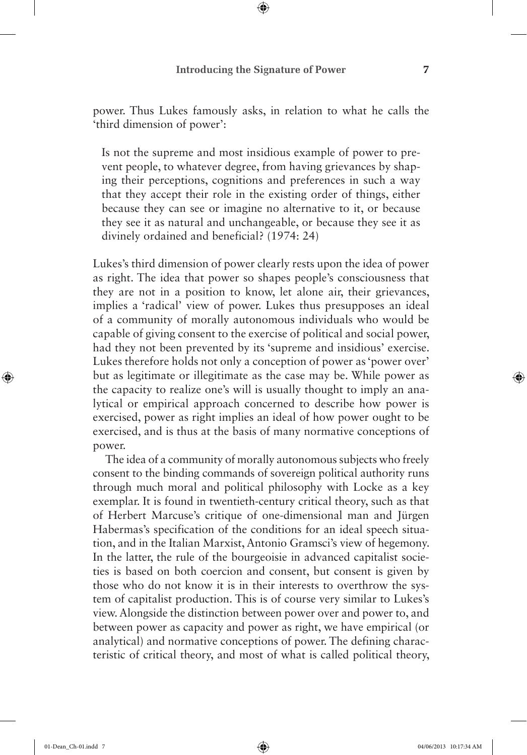power. Thus Lukes famously asks, in relation to what he calls the 'third dimension of power':

> Is not the supreme and most insidious example of power to prevent people, to whatever degree, from having grievances by shaping their perceptions, cognitions and preferences in such a way that they accept their role in the existing order of things, either because they can see or imagine no alternative to it, or because they see it as natural and unchangeable, or because they see it as divinely ordained and beneficial? (1974: 24)

Lukes's third dimension of power clearly rests upon the idea of power as right. The idea that power so shapes people's consciousness that they are not in a position to know, let alone air, their grievances, implies a 'radical' view of power. Lukes thus presupposes an ideal of a community of morally autonomous individuals who would be capable of giving consent to the exercise of political and social power, had they not been prevented by its 'supreme and insidious' exercise. Lukes therefore holds not only a conception of power as 'power over' but as legitimate or illegitimate as the case may be. While power as the capacity to realize one's will is usually thought to imply an analytical or empirical approach concerned to describe how power is exercised, power as right implies an ideal of how power ought to be exercised, and is thus at the basis of many normative conceptions of power.

The idea of a community of morally autonomous subjects who freely consent to the binding commands of sovereign political authority runs through much moral and political philosophy with Locke as a key exemplar. It is found in twentieth-century critical theory, such as that of Herbert Marcuse's critique of one-dimensional man and Jürgen Habermas's specification of the conditions for an ideal speech situation, and in the Italian Marxist, Antonio Gramsci's view of hegemony. In the latter, the rule of the bourgeoisie in advanced capitalist societies is based on both coercion and consent, but consent is given by those who do not know it is in their interests to overthrow the system of capitalist production. This is of course very similar to Lukes's view. Alongside the distinction between power over and power to, and between power as capacity and power as right, we have empirical (or analytical) and normative conceptions of power. The defining characteristic of critical theory, and most of what is called political theory,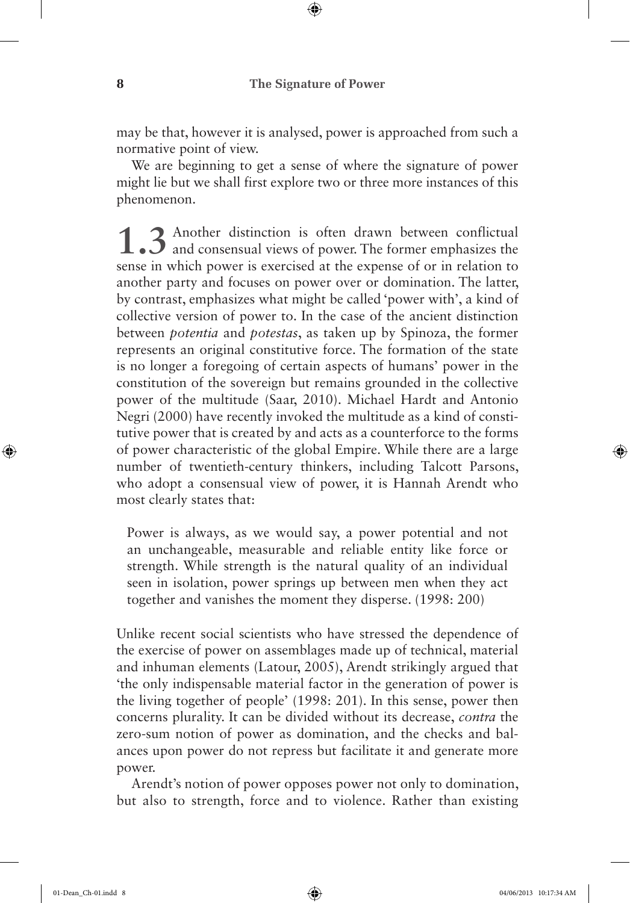may be that, however it is analysed, power is approached from such a normative point of view.

We are beginning to get a sense of where the signature of power might lie but we shall first explore two or three more instances of this phenomenon.

**1.3** Another distinction is often drawn between conflictual and consensual views of power. The former emphasizes the sense in which power is exercised at the expense of or in relation to another party and focuses on power over or domination. The latter, by contrast, emphasizes what might be called 'power with', a kind of collective version of power to. In the case of the ancient distinction between *potentia* and *potestas*, as taken up by Spinoza, the former represents an original constitutive force. The formation of the state is no longer a foregoing of certain aspects of humans' power in the constitution of the sovereign but remains grounded in the collective power of the multitude (Saar, 2010). Michael Hardt and Antonio Negri (2000) have recently invoked the multitude as a kind of constitutive power that is created by and acts as a counterforce to the forms of power characteristic of the global Empire. While there are a large number of twentieth-century thinkers, including Talcott Parsons, who adopt a consensual view of power, it is Hannah Arendt who most clearly states that:

> Power is always, as we would say, a power potential and not an unchangeable, measurable and reliable entity like force or strength. While strength is the natural quality of an individual seen in isolation, power springs up between men when they act together and vanishes the moment they disperse. (1998: 200)

Unlike recent social scientists who have stressed the dependence of the exercise of power on assemblages made up of technical, material and inhuman elements (Latour, 2005), Arendt strikingly argued that 'the only indispensable material factor in the generation of power is the living together of people' (1998: 201). In this sense, power then concerns plurality. It can be divided without its decrease, *contra* the zero-sum notion of power as domination, and the checks and balances upon power do not repress but facilitate it and generate more power.

Arendt's notion of power opposes power not only to domination, but also to strength, force and to violence. Rather than existing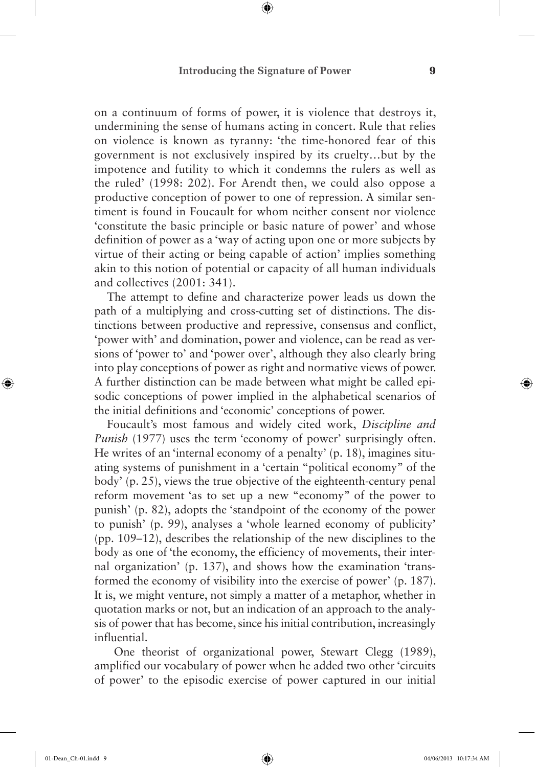on a continuum of forms of power, it is violence that destroys it, undermining the sense of humans acting in concert. Rule that relies on violence is known as tyranny: 'the time-honored fear of this government is not exclusively inspired by its cruelty…but by the impotence and futility to which it condemns the rulers as well as the ruled' (1998: 202). For Arendt then, we could also oppose a productive conception of power to one of repression. A similar sentiment is found in Foucault for whom neither consent nor violence 'constitute the basic principle or basic nature of power' and whose definition of power as a 'way of acting upon one or more subjects by virtue of their acting or being capable of action' implies something akin to this notion of potential or capacity of all human individuals and collectives (2001: 341).

The attempt to define and characterize power leads us down the path of a multiplying and cross-cutting set of distinctions. The distinctions between productive and repressive, consensus and conflict, 'power with' and domination, power and violence, can be read as versions of 'power to' and 'power over', although they also clearly bring into play conceptions of power as right and normative views of power. A further distinction can be made between what might be called episodic conceptions of power implied in the alphabetical scenarios of the initial definitions and 'economic' conceptions of power.

Foucault's most famous and widely cited work, *Discipline and Punish* (1977) uses the term 'economy of power' surprisingly often. He writes of an 'internal economy of a penalty' (p. 18), imagines situating systems of punishment in a 'certain "political economy" of the body' (p. 25), views the true objective of the eighteenth-century penal reform movement 'as to set up a new "economy" of the power to punish' (p. 82), adopts the 'standpoint of the economy of the power to punish' (p. 99), analyses a 'whole learned economy of publicity' (pp. 109–12), describes the relationship of the new disciplines to the body as one of 'the economy, the efficiency of movements, their internal organization' (p. 137), and shows how the examination 'transformed the economy of visibility into the exercise of power' (p. 187). It is, we might venture, not simply a matter of a metaphor, whether in quotation marks or not, but an indication of an approach to the analysis of power that has become, since his initial contribution, increasingly influential.

One theorist of organizational power, Stewart Clegg (1989), amplified our vocabulary of power when he added two other 'circuits of power' to the episodic exercise of power captured in our initial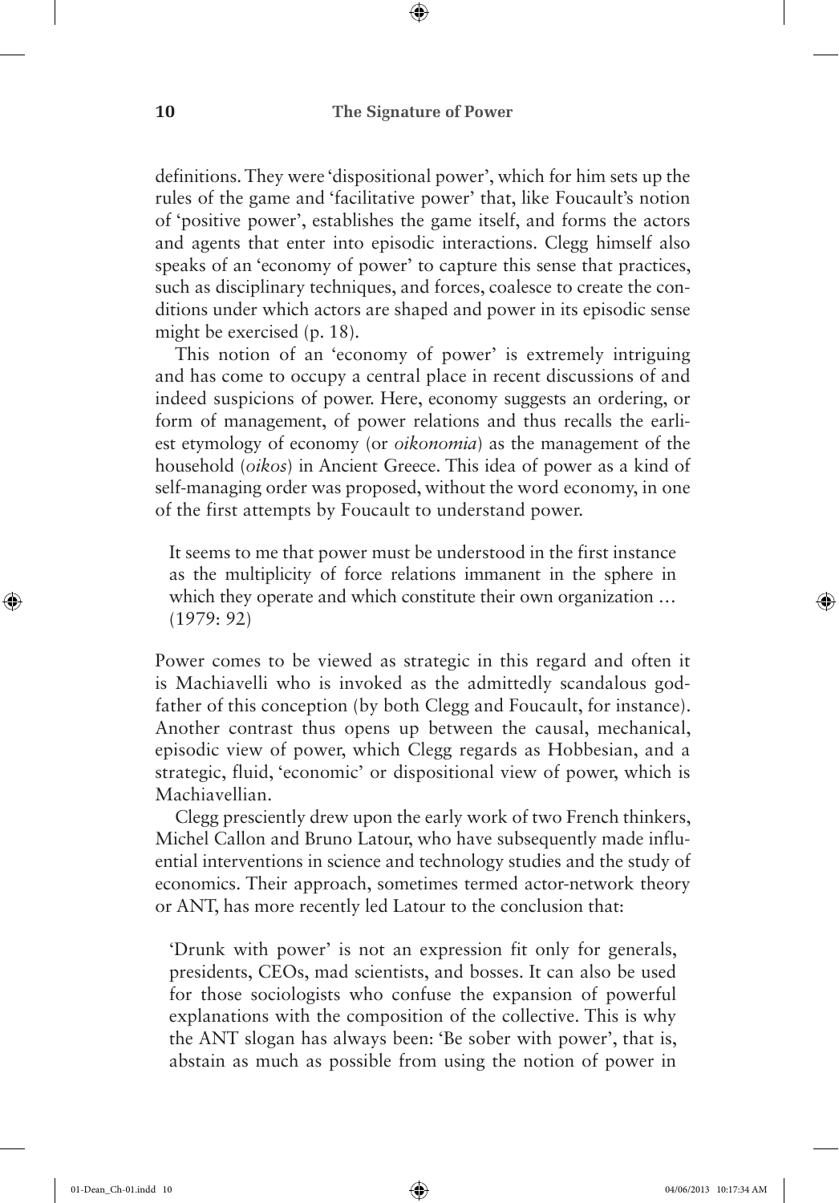definitions. They were 'dispositional power', which for him sets up the rules of the game and 'facilitative power' that, like Foucault's notion of 'positive power', establishes the game itself, and forms the actors and agents that enter into episodic interactions. Clegg himself also speaks of an 'economy of power' to capture this sense that practices, such as disciplinary techniques, and forces, coalesce to create the conditions under which actors are shaped and power in its episodic sense might be exercised (p. 18).

This notion of an 'economy of power' is extremely intriguing and has come to occupy a central place in recent discussions of and indeed suspicions of power. Here, economy suggests an ordering, or form of management, of power relations and thus recalls the earliest etymology of economy (or *oikonomia*) as the management of the household (*oikos*) in Ancient Greece. This idea of power as a kind of self-managing order was proposed, without the word economy, in one of the first attempts by Foucault to understand power.

> It seems to me that power must be understood in the first instance as the multiplicity of force relations immanent in the sphere in which they operate and which constitute their own organization … (1979: 92)

Power comes to be viewed as strategic in this regard and often it is Machiavelli who is invoked as the admittedly scandalous godfather of this conception (by both Clegg and Foucault, for instance). Another contrast thus opens up between the causal, mechanical, episodic view of power, which Clegg regards as Hobbesian, and a strategic, fluid, 'economic' or dispositional view of power, which is Machiavellian.

Clegg presciently drew upon the early work of two French thinkers, Michel Callon and Bruno Latour, who have subsequently made influential interventions in science and technology studies and the study of economics. Their approach, sometimes termed actor-network theory or ANT, has more recently led Latour to the conclusion that:

> 'Drunk with power' is not an expression fit only for generals, presidents, CEOs, mad scientists, and bosses. It can also be used for those sociologists who confuse the expansion of powerful explanations with the composition of the collective. This is why the ANT slogan has always been: 'Be sober with power', that is, abstain as much as possible from using the notion of power in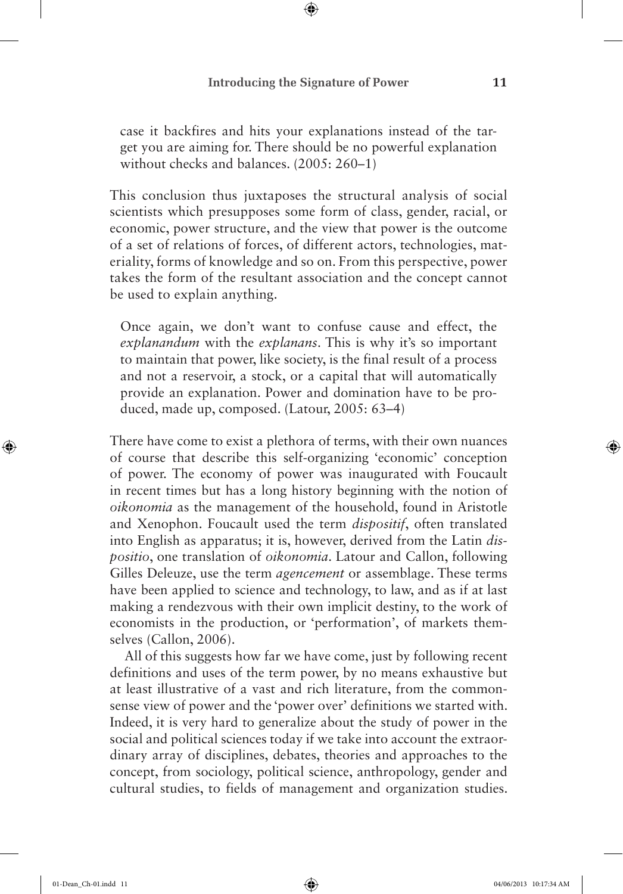case it backfires and hits your explanations instead of the target you are aiming for. There should be no powerful explanation without checks and balances. (2005: 260–1)

This conclusion thus juxtaposes the structural analysis of social scientists which presupposes some form of class, gender, racial, or economic, power structure, and the view that power is the outcome of a set of relations of forces, of different actors, technologies, materiality, forms of knowledge and so on. From this perspective, power takes the form of the resultant association and the concept cannot be used to explain anything.

> Once again, we don't want to confuse cause and effect, the *explanandum* with the *explanans*. This is why it's so important to maintain that power, like society, is the final result of a process and not a reservoir, a stock, or a capital that will automatically provide an explanation. Power and domination have to be produced, made up, composed. (Latour, 2005: 63–4)

There have come to exist a plethora of terms, with their own nuances of course that describe this self-organizing 'economic' conception of power. The economy of power was inaugurated with Foucault in recent times but has a long history beginning with the notion of *oikonomia* as the management of the household, found in Aristotle and Xenophon. Foucault used the term *dispositif*, often translated into English as apparatus; it is, however, derived from the Latin *dispositio*, one translation of *oikonomia*. Latour and Callon, following Gilles Deleuze, use the term *agencement* or assemblage. These terms have been applied to science and technology, to law, and as if at last making a rendezvous with their own implicit destiny, to the work of economists in the production, or 'performation', of markets themselves (Callon, 2006).

All of this suggests how far we have come, just by following recent definitions and uses of the term power, by no means exhaustive but at least illustrative of a vast and rich literature, from the commonsense view of power and the 'power over' definitions we started with. Indeed, it is very hard to generalize about the study of power in the social and political sciences today if we take into account the extraordinary array of disciplines, debates, theories and approaches to the concept, from sociology, political science, anthropology, gender and cultural studies, to fields of management and organization studies.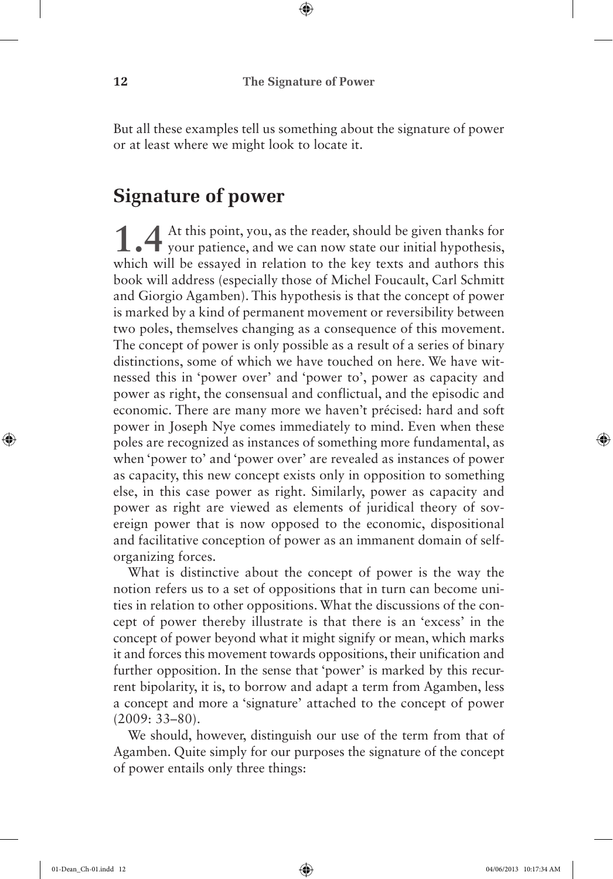But all these examples tell us something about the signature of power or at least where we might look to locate it.

## Signature of power

**1.4** At this point, you, as the reader, should be given thanks for your patience, and we can now state our initial hypothesis, which will be essayed in relation to the key texts and authors this book will address (especially those of Michel Foucault, Carl Schmitt and Giorgio Agamben). This hypothesis is that the concept of power is marked by a kind of permanent movement or reversibility between two poles, themselves changing as a consequence of this movement. The concept of power is only possible as a result of a series of binary distinctions, some of which we have touched on here. We have witnessed this in 'power over' and 'power to', power as capacity and power as right, the consensual and conflictual, and the episodic and economic. There are many more we haven't précised: hard and soft power in Joseph Nye comes immediately to mind. Even when these poles are recognized as instances of something more fundamental, as when 'power to' and 'power over' are revealed as instances of power as capacity, this new concept exists only in opposition to something else, in this case power as right. Similarly, power as capacity and power as right are viewed as elements of juridical theory of sovereign power that is now opposed to the economic, dispositional and facilitative conception of power as an immanent domain of self-organizing forces.

What is distinctive about the concept of power is the way the notion refers us to a set of oppositions that in turn can become unities in relation to other oppositions. What the discussions of the concept of power thereby illustrate is that there is an 'excess' in the concept of power beyond what it might signify or mean, which marks it and forces this movement towards oppositions, their unification and further opposition. In the sense that 'power' is marked by this recurrent bipolarity, it is, to borrow and adapt a term from Agamben, less a concept and more a 'signature' attached to the concept of power (2009: 33–80).

We should, however, distinguish our use of the term from that of Agamben. Quite simply for our purposes the signature of the concept of power entails only three things: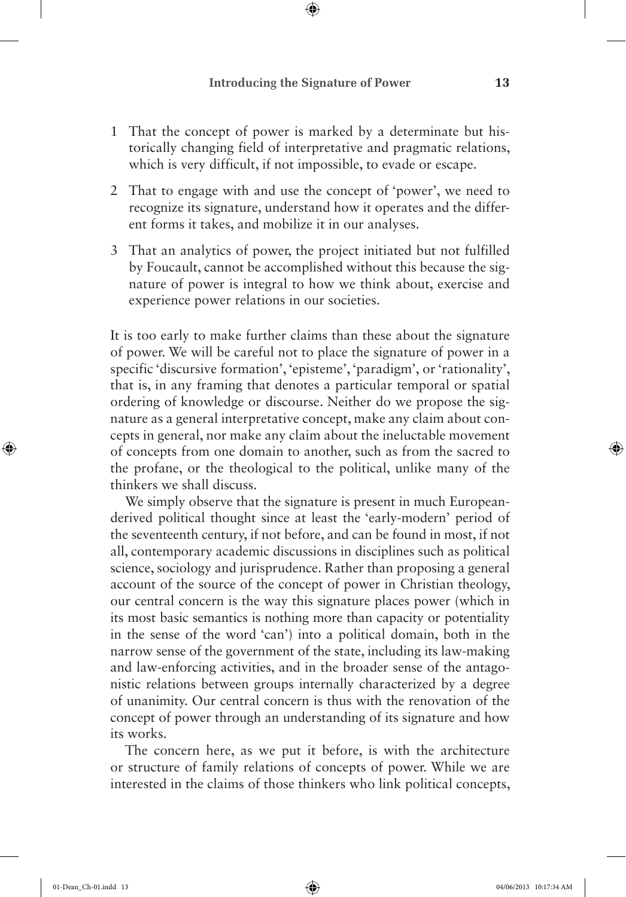1. That the concept of power is marked by a determinate but historically changing field of interpretative and pragmatic relations, which is very difficult, if not impossible, to evade or escape.
2. That to engage with and use the concept of 'power', we need to recognize its signature, understand how it operates and the different forms it takes, and mobilize it in our analyses.
3. That an analytics of power, the project initiated but not fulfilled by Foucault, cannot be accomplished without this because the signature of power is integral to how we think about, exercise and experience power relations in our societies.

It is too early to make further claims than these about the signature of power. We will be careful not to place the signature of power in a specific 'discursive formation', 'episteme', 'paradigm', or 'rationality', that is, in any framing that denotes a particular temporal or spatial ordering of knowledge or discourse. Neither do we propose the signature as a general interpretative concept, make any claim about concepts in general, nor make any claim about the ineluctable movement of concepts from one domain to another, such as from the sacred to the profane, or the theological to the political, unlike many of the thinkers we shall discuss.

We simply observe that the signature is present in much European-derived political thought since at least the 'early-modern' period of the seventeenth century, if not before, and can be found in most, if not all, contemporary academic discussions in disciplines such as political science, sociology and jurisprudence. Rather than proposing a general account of the source of the concept of power in Christian theology, our central concern is the way this signature places power (which in its most basic semantics is nothing more than capacity or potentiality in the sense of the word 'can') into a political domain, both in the narrow sense of the government of the state, including its law-making and law-enforcing activities, and in the broader sense of the antagonistic relations between groups internally characterized by a degree of unanimity. Our central concern is thus with the renovation of the concept of power through an understanding of its signature and how its works.

The concern here, as we put it before, is with the architecture or structure of family relations of concepts of power. While we are interested in the claims of those thinkers who link political concepts,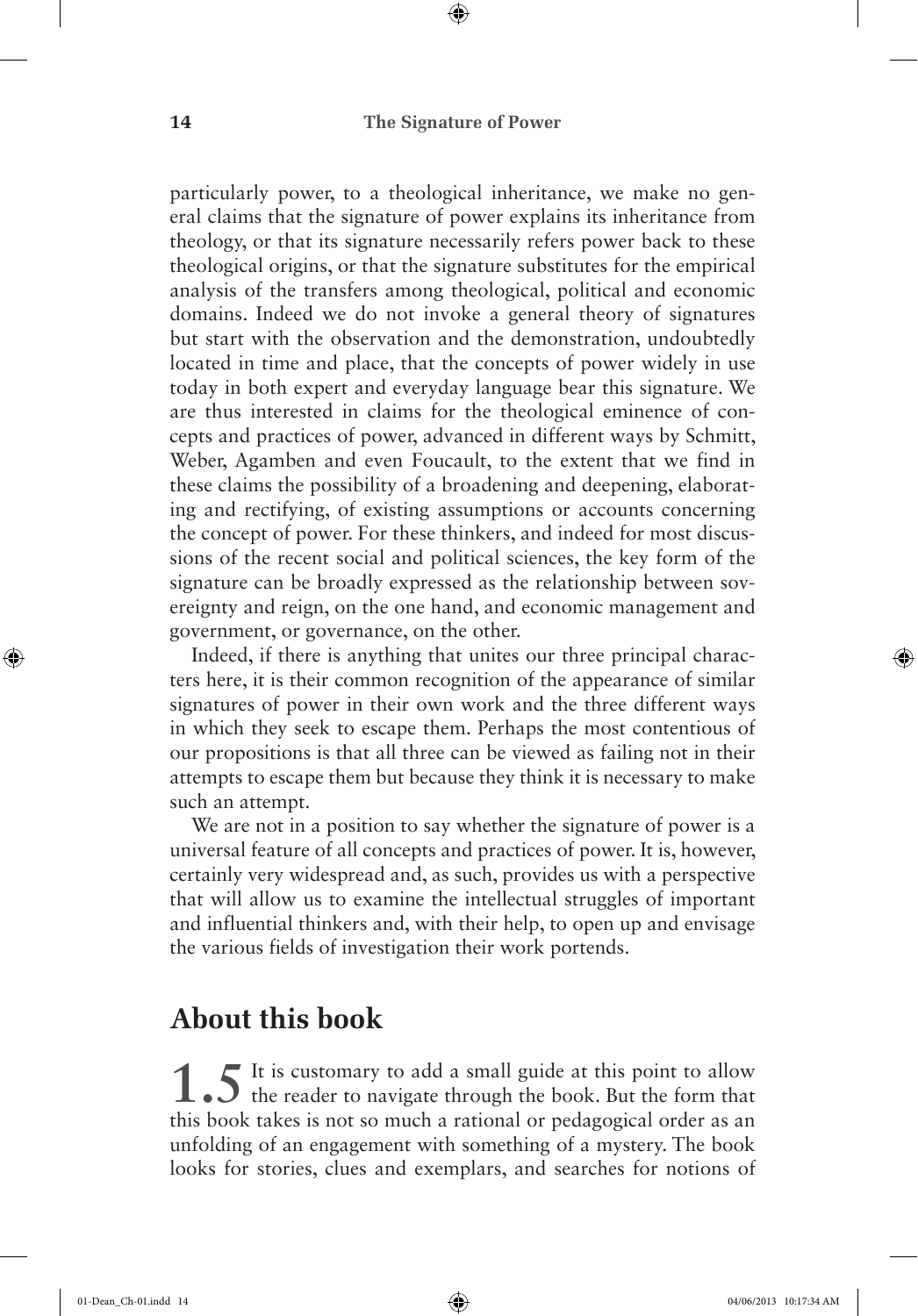particularly power, to a theological inheritance, we make no general claims that the signature of power explains its inheritance from theology, or that its signature necessarily refers power back to these theological origins, or that the signature substitutes for the empirical analysis of the transfers among theological, political and economic domains. Indeed we do not invoke a general theory of signatures but start with the observation and the demonstration, undoubtedly located in time and place, that the concepts of power widely in use today in both expert and everyday language bear this signature. We are thus interested in claims for the theological eminence of concepts and practices of power, advanced in different ways by Schmitt, Weber, Agamben and even Foucault, to the extent that we find in these claims the possibility of a broadening and deepening, elaborating and rectifying, of existing assumptions or accounts concerning the concept of power. For these thinkers, and indeed for most discussions of the recent social and political sciences, the key form of the signature can be broadly expressed as the relationship between sovereignty and reign, on the one hand, and economic management and government, or governance, on the other.

Indeed, if there is anything that unites our three principal characters here, it is their common recognition of the appearance of similar signatures of power in their own work and the three different ways in which they seek to escape them. Perhaps the most contentious of our propositions is that all three can be viewed as failing not in their attempts to escape them but because they think it is necessary to make such an attempt.

We are not in a position to say whether the signature of power is a universal feature of all concepts and practices of power. It is, however, certainly very widespread and, as such, provides us with a perspective that will allow us to examine the intellectual struggles of important and influential thinkers and, with their help, to open up and envisage the various fields of investigation their work portends.

## About this book

**1.5** It is customary to add a small guide at this point to allow the reader to navigate through the book. But the form that this book takes is not so much a rational or pedagogical order as an unfolding of an engagement with something of a mystery. The book looks for stories, clues and exemplars, and searches for notions of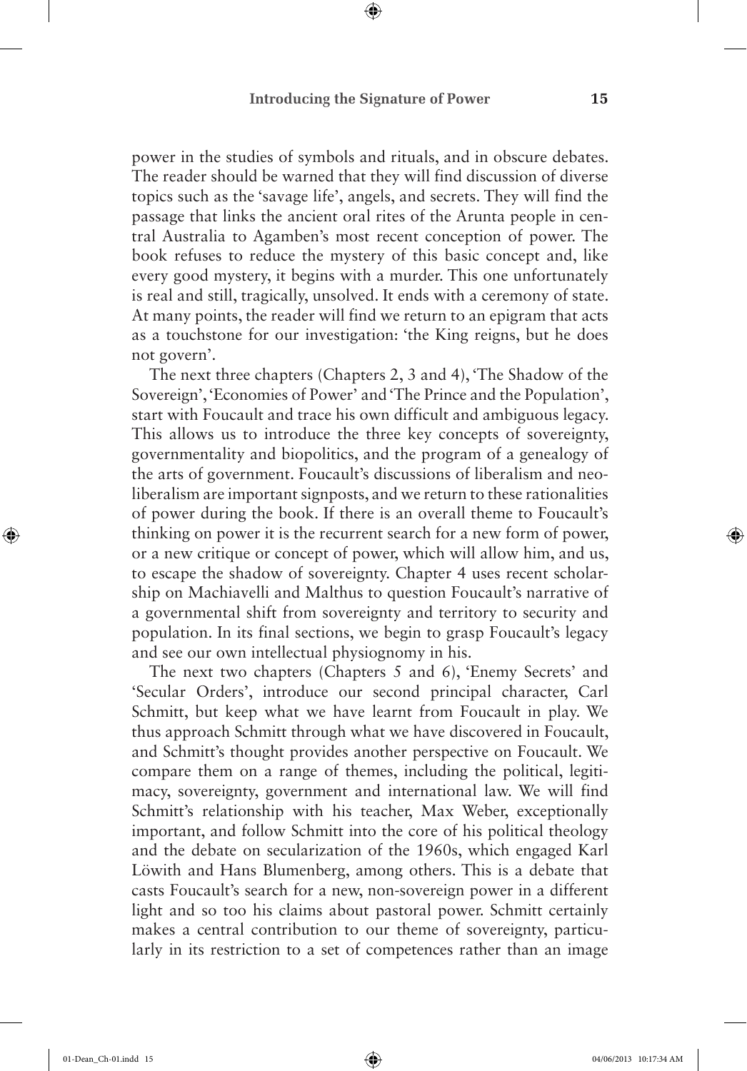power in the studies of symbols and rituals, and in obscure debates. The reader should be warned that they will find discussion of diverse topics such as the 'savage life', angels, and secrets. They will find the passage that links the ancient oral rites of the Arunta people in central Australia to Agamben's most recent conception of power. The book refuses to reduce the mystery of this basic concept and, like every good mystery, it begins with a murder. This one unfortunately is real and still, tragically, unsolved. It ends with a ceremony of state. At many points, the reader will find we return to an epigram that acts as a touchstone for our investigation: 'the King reigns, but he does not govern'.

The next three chapters (Chapters 2, 3 and 4), 'The Shadow of the Sovereign', 'Economies of Power' and 'The Prince and the Population', start with Foucault and trace his own difficult and ambiguous legacy. This allows us to introduce the three key concepts of sovereignty, governmentality and biopolitics, and the program of a genealogy of the arts of government. Foucault's discussions of liberalism and neoliberalism are important signposts, and we return to these rationalities of power during the book. If there is an overall theme to Foucault's thinking on power it is the recurrent search for a new form of power, or a new critique or concept of power, which will allow him, and us, to escape the shadow of sovereignty. Chapter 4 uses recent scholarship on Machiavelli and Malthus to question Foucault's narrative of a governmental shift from sovereignty and territory to security and population. In its final sections, we begin to grasp Foucault's legacy and see our own intellectual physiognomy in his.

The next two chapters (Chapters 5 and 6), 'Enemy Secrets' and 'Secular Orders', introduce our second principal character, Carl Schmitt, but keep what we have learnt from Foucault in play. We thus approach Schmitt through what we have discovered in Foucault, and Schmitt's thought provides another perspective on Foucault. We compare them on a range of themes, including the political, legitimacy, sovereignty, government and international law. We will find Schmitt's relationship with his teacher, Max Weber, exceptionally important, and follow Schmitt into the core of his political theology and the debate on secularization of the 1960s, which engaged Karl Löwith and Hans Blumenberg, among others. This is a debate that casts Foucault's search for a new, non-sovereign power in a different light and so too his claims about pastoral power. Schmitt certainly makes a central contribution to our theme of sovereignty, particularly in its restriction to a set of competences rather than an image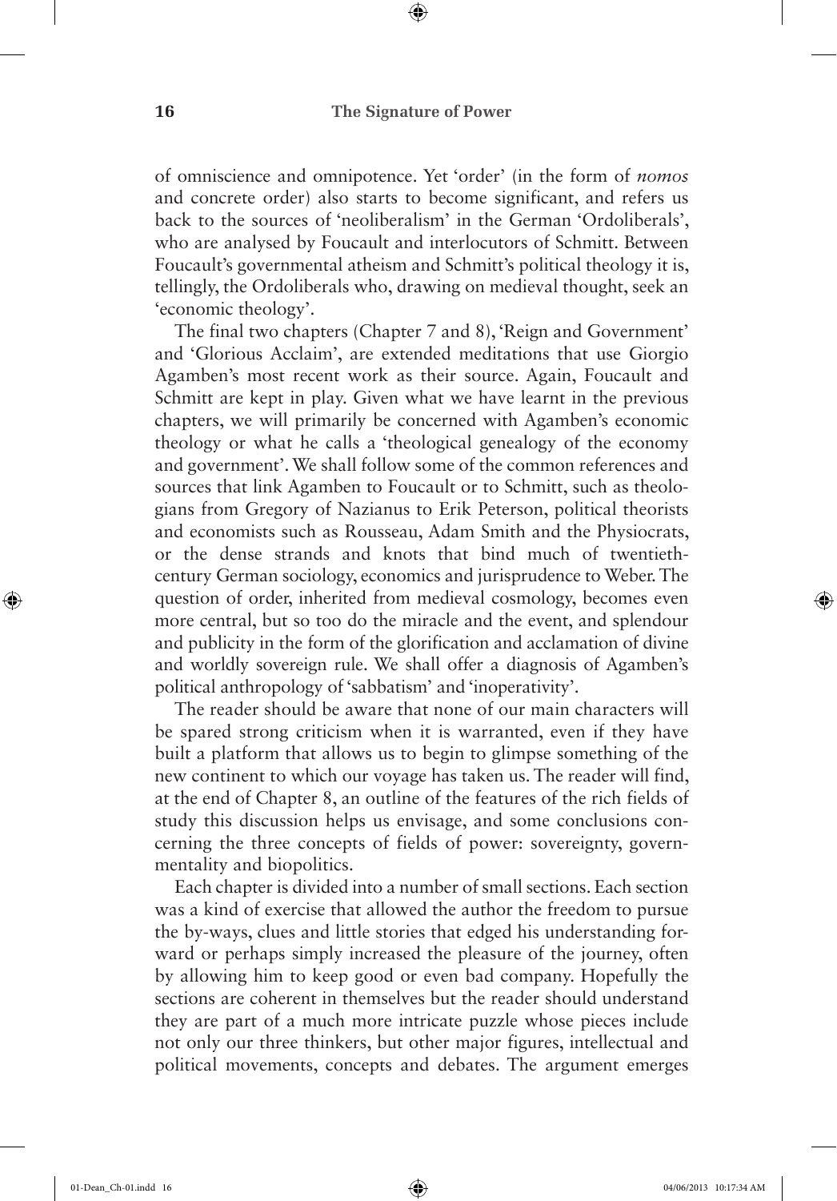of omniscience and omnipotence. Yet 'order' (in the form of *nomos* and concrete order) also starts to become significant, and refers us back to the sources of 'neoliberalism' in the German 'Ordoliberals', who are analysed by Foucault and interlocutors of Schmitt. Between Foucault's governmental atheism and Schmitt's political theology it is, tellingly, the Ordoliberals who, drawing on medieval thought, seek an 'economic theology'.

The final two chapters (Chapter 7 and 8), 'Reign and Government' and 'Glorious Acclaim', are extended meditations that use Giorgio Agamben's most recent work as their source. Again, Foucault and Schmitt are kept in play. Given what we have learnt in the previous chapters, we will primarily be concerned with Agamben's economic theology or what he calls a 'theological genealogy of the economy and government'. We shall follow some of the common references and sources that link Agamben to Foucault or to Schmitt, such as theologians from Gregory of Nazianus to Erik Peterson, political theorists and economists such as Rousseau, Adam Smith and the Physiocrats, or the dense strands and knots that bind much of twentieth-century German sociology, economics and jurisprudence to Weber. The question of order, inherited from medieval cosmology, becomes even more central, but so too do the miracle and the event, and splendour and publicity in the form of the glorification and acclamation of divine and worldly sovereign rule. We shall offer a diagnosis of Agamben's political anthropology of 'sabbatism' and 'inoperativity'.

The reader should be aware that none of our main characters will be spared strong criticism when it is warranted, even if they have built a platform that allows us to begin to glimpse something of the new continent to which our voyage has taken us. The reader will find, at the end of Chapter 8, an outline of the features of the rich fields of study this discussion helps us envisage, and some conclusions concerning the three concepts of fields of power: sovereignty, governmentality and biopolitics.

Each chapter is divided into a number of small sections. Each section was a kind of exercise that allowed the author the freedom to pursue the by-ways, clues and little stories that edged his understanding forward or perhaps simply increased the pleasure of the journey, often by allowing him to keep good or even bad company. Hopefully the sections are coherent in themselves but the reader should understand they are part of a much more intricate puzzle whose pieces include not only our three thinkers, but other major figures, intellectual and political movements, concepts and debates. The argument emerges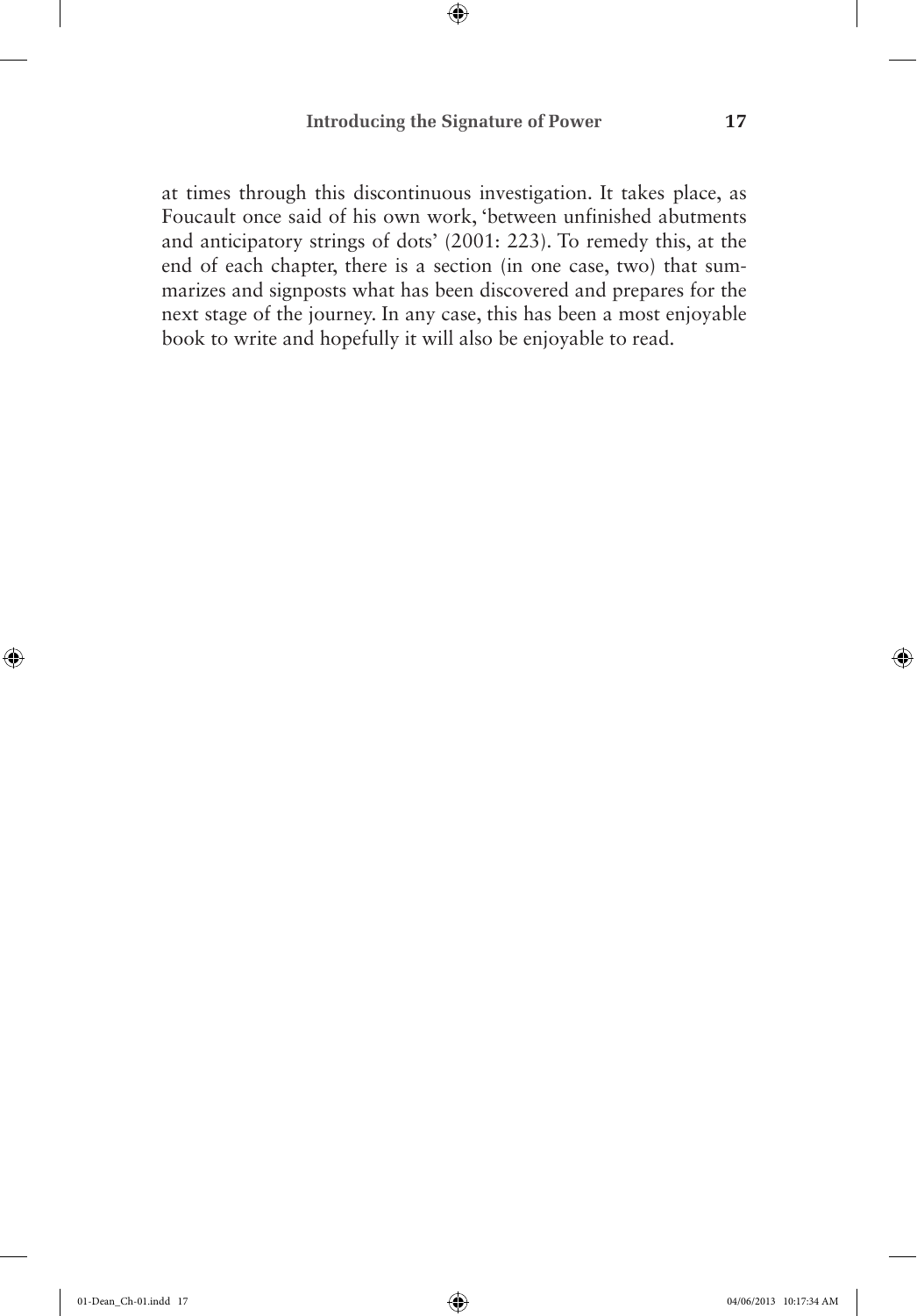at times through this discontinuous investigation. It takes place, as Foucault once said of his own work, 'between unfinished abutments and anticipatory strings of dots' (2001: 223). To remedy this, at the end of each chapter, there is a section (in one case, two) that summarizes and signposts what has been discovered and prepares for the next stage of the journey. In any case, this has been a most enjoyable book to write and hopefully it will also be enjoyable to read.